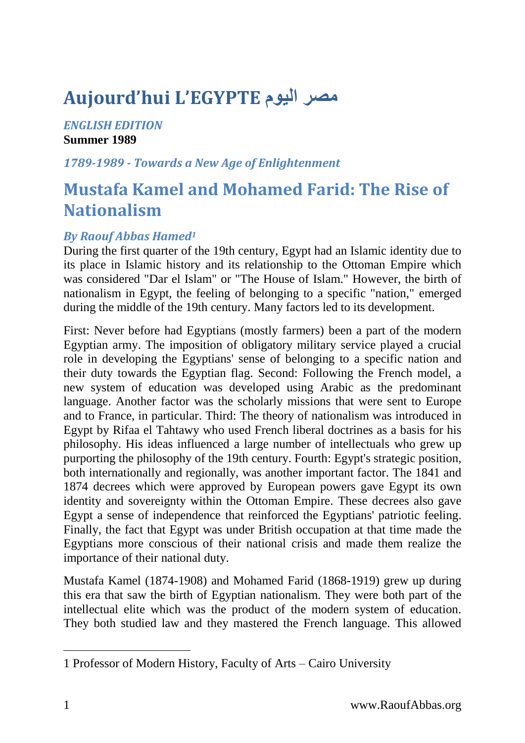# Aujourd'hui L'EGYPTE مصر اليوم

*ENGLISH EDITION*
**Summer 1989**

*1789-1989 - Towards a New Age of Enlightenment*

## Mustafa Kamel and Mohamed Farid: The Rise of Nationalism

*By Raouf Abbas Hamed*[1]

During the first quarter of the 19th century, Egypt had an Islamic identity due to its place in Islamic history and its relationship to the Ottoman Empire which was considered "Dar el Islam" or "The House of Islam." However, the birth of nationalism in Egypt, the feeling of belonging to a specific "nation," emerged during the middle of the 19th century. Many factors led to its development.

First: Never before had Egyptians (mostly farmers) been a part of the modern Egyptian army. The imposition of obligatory military service played a crucial role in developing the Egyptians' sense of belonging to a specific nation and their duty towards the Egyptian flag. Second: Following the French model, a new system of education was developed using Arabic as the predominant language. Another factor was the scholarly missions that were sent to Europe and to France, in particular. Third: The theory of nationalism was introduced in Egypt by Rifaa el Tahtawy who used French liberal doctrines as a basis for his philosophy. His ideas influenced a large number of intellectuals who grew up purporting the philosophy of the 19th century. Fourth: Egypt's strategic position, both internationally and regionally, was another important factor. The 1841 and 1874 decrees which were approved by European powers gave Egypt its own identity and sovereignty within the Ottoman Empire. These decrees also gave Egypt a sense of independence that reinforced the Egyptians' patriotic feeling. Finally, the fact that Egypt was under British occupation at that time made the Egyptians more conscious of their national crisis and made them realize the importance of their national duty.

Mustafa Kamel (1874-1908) and Mohamed Farid (1868-1919) grew up during this era that saw the birth of Egyptian nationalism. They were both part of the intellectual elite which was the product of the modern system of education. They both studied law and they mastered the French language. This allowed

---

1 Professor of Modern History, Faculty of Arts – Cairo University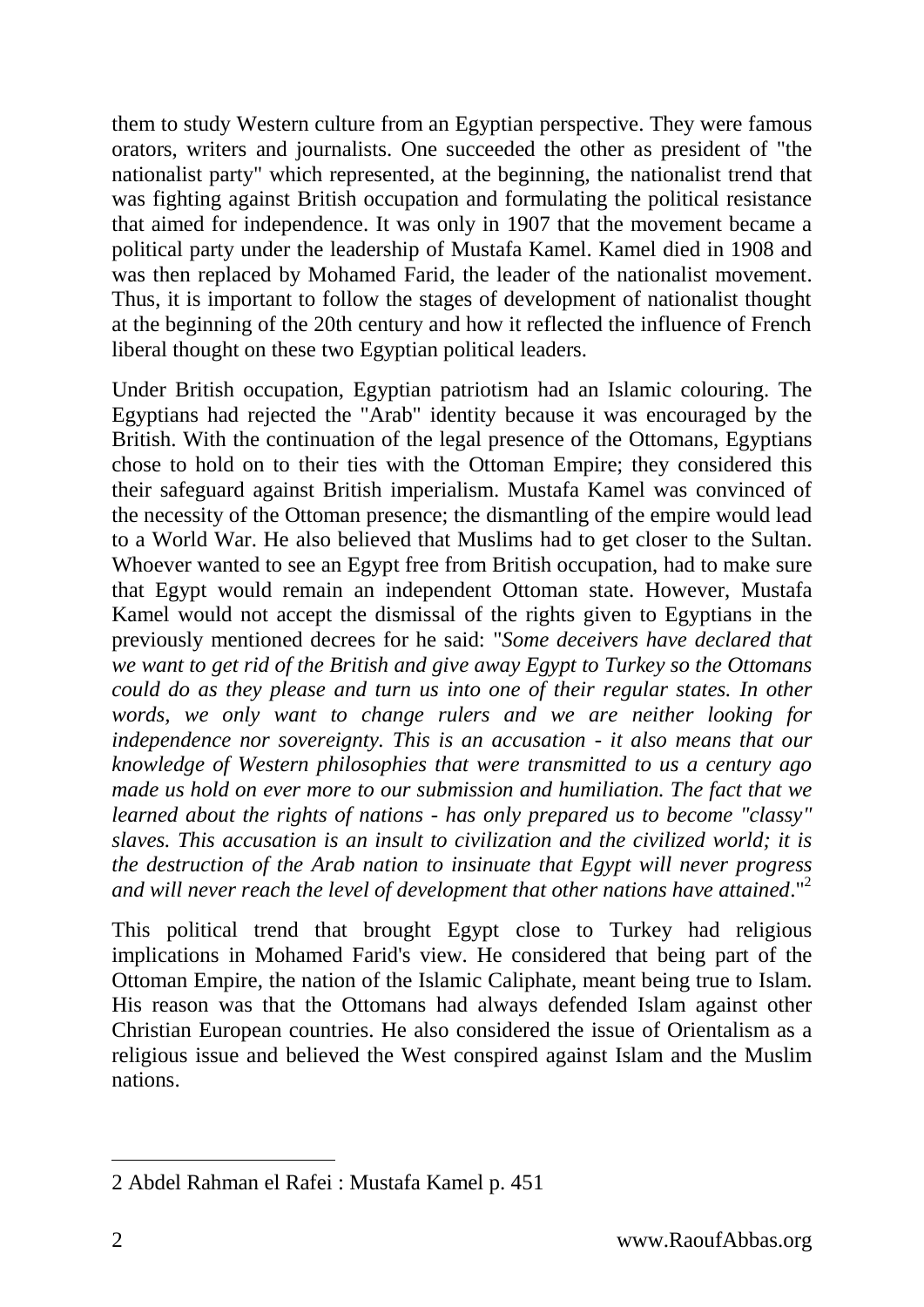them to study Western culture from an Egyptian perspective. They were famous orators, writers and journalists. One succeeded the other as president of "the nationalist party" which represented, at the beginning, the nationalist trend that was fighting against British occupation and formulating the political resistance that aimed for independence. It was only in 1907 that the movement became a political party under the leadership of Mustafa Kamel. Kamel died in 1908 and was then replaced by Mohamed Farid, the leader of the nationalist movement. Thus, it is important to follow the stages of development of nationalist thought at the beginning of the 20th century and how it reflected the influence of French liberal thought on these two Egyptian political leaders.

Under British occupation, Egyptian patriotism had an Islamic colouring. The Egyptians had rejected the "Arab" identity because it was encouraged by the British. With the continuation of the legal presence of the Ottomans, Egyptians chose to hold on to their ties with the Ottoman Empire; they considered this their safeguard against British imperialism. Mustafa Kamel was convinced of the necessity of the Ottoman presence; the dismantling of the empire would lead to a World War. He also believed that Muslims had to get closer to the Sultan. Whoever wanted to see an Egypt free from British occupation, had to make sure that Egypt would remain an independent Ottoman state. However, Mustafa Kamel would not accept the dismissal of the rights given to Egyptians in the previously mentioned decrees for he said: "*Some deceivers have declared that we want to get rid of the British and give away Egypt to Turkey so the Ottomans could do as they please and turn us into one of their regular states. In other words, we only want to change rulers and we are neither looking for independence nor sovereignty. This is an accusation - it also means that our knowledge of Western philosophies that were transmitted to us a century ago made us hold on ever more to our submission and humiliation. The fact that we learned about the rights of nations - has only prepared us to become "classy" slaves. This accusation is an insult to civilization and the civilized world; it is the destruction of the Arab nation to insinuate that Egypt will never progress and will never reach the level of development that other nations have attained*."[2]

This political trend that brought Egypt close to Turkey had religious implications in Mohamed Farid's view. He considered that being part of the Ottoman Empire, the nation of the Islamic Caliphate, meant being true to Islam. His reason was that the Ottomans had always defended Islam against other Christian European countries. He also considered the issue of Orientalism as a religious issue and believed the West conspired against Islam and the Muslim nations.

---

2 Abdel Rahman el Rafei : Mustafa Kamel p. 451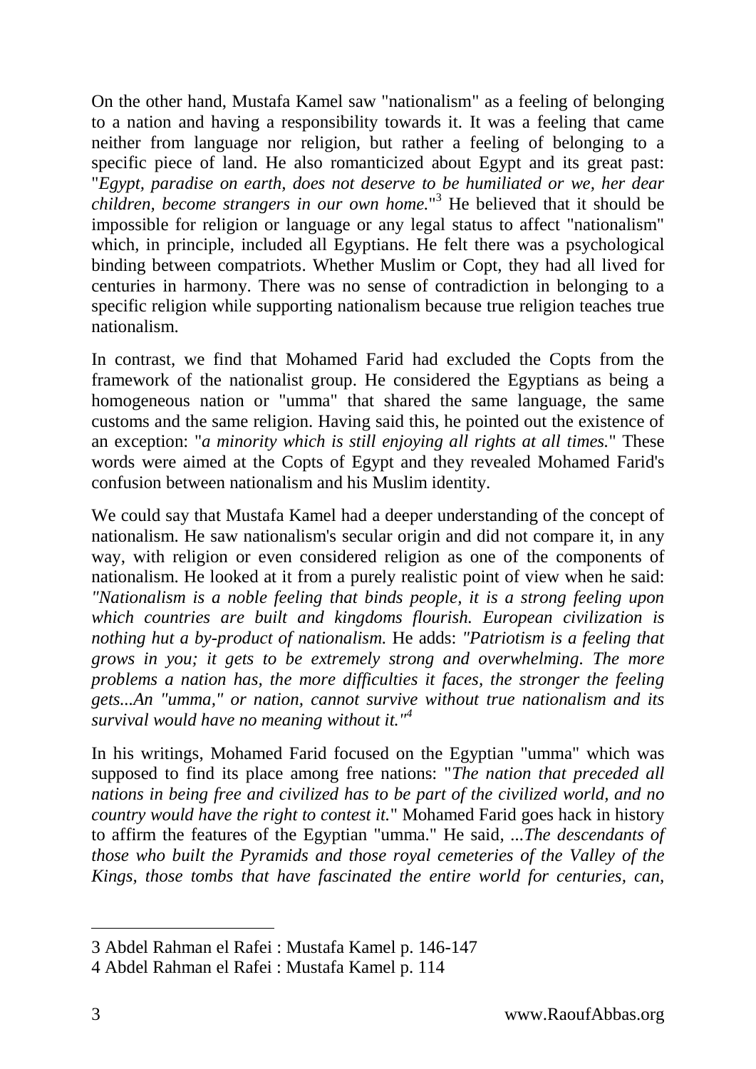On the other hand, Mustafa Kamel saw "nationalism" as a feeling of belonging to a nation and having a responsibility towards it. It was a feeling that came neither from language nor religion, but rather a feeling of belonging to a specific piece of land. He also romanticized about Egypt and its great past: "*Egypt, paradise on earth, does not deserve to be humiliated or we, her dear children, become strangers in our own home.*"[3] He believed that it should be impossible for religion or language or any legal status to affect "nationalism" which, in principle, included all Egyptians. He felt there was a psychological binding between compatriots. Whether Muslim or Copt, they had all lived for centuries in harmony. There was no sense of contradiction in belonging to a specific religion while supporting nationalism because true religion teaches true nationalism.

In contrast, we find that Mohamed Farid had excluded the Copts from the framework of the nationalist group. He considered the Egyptians as being a homogeneous nation or "umma" that shared the same language, the same customs and the same religion. Having said this, he pointed out the existence of an exception: "*a minority which is still enjoying all rights at all times.*" These words were aimed at the Copts of Egypt and they revealed Mohamed Farid's confusion between nationalism and his Muslim identity.

We could say that Mustafa Kamel had a deeper understanding of the concept of nationalism. He saw nationalism's secular origin and did not compare it, in any way, with religion or even considered religion as one of the components of nationalism. He looked at it from a purely realistic point of view when he said: *"Nationalism is a noble feeling that binds people, it is a strong feeling upon which countries are built and kingdoms flourish. European civilization is nothing hut a by-product of nationalism.* He adds: *"Patriotism is a feeling that grows in you; it gets to be extremely strong and overwhelming. The more problems a nation has, the more difficulties it faces, the stronger the feeling gets...An "umma," or nation, cannot survive without true nationalism and its survival would have no meaning without it."*[4]

In his writings, Mohamed Farid focused on the Egyptian "umma" which was supposed to find its place among free nations: "*The nation that preceded all nations in being free and civilized has to be part of the civilized world, and no country would have the right to contest it.*" Mohamed Farid goes hack in history to affirm the features of the Egyptian "umma." He said, *...The descendants of those who built the Pyramids and those royal cemeteries of the Valley of the Kings, those tombs that have fascinated the entire world for centuries, can,*

---

3 Abdel Rahman el Rafei : Mustafa Kamel p. 146-147

4 Abdel Rahman el Rafei : Mustafa Kamel p. 114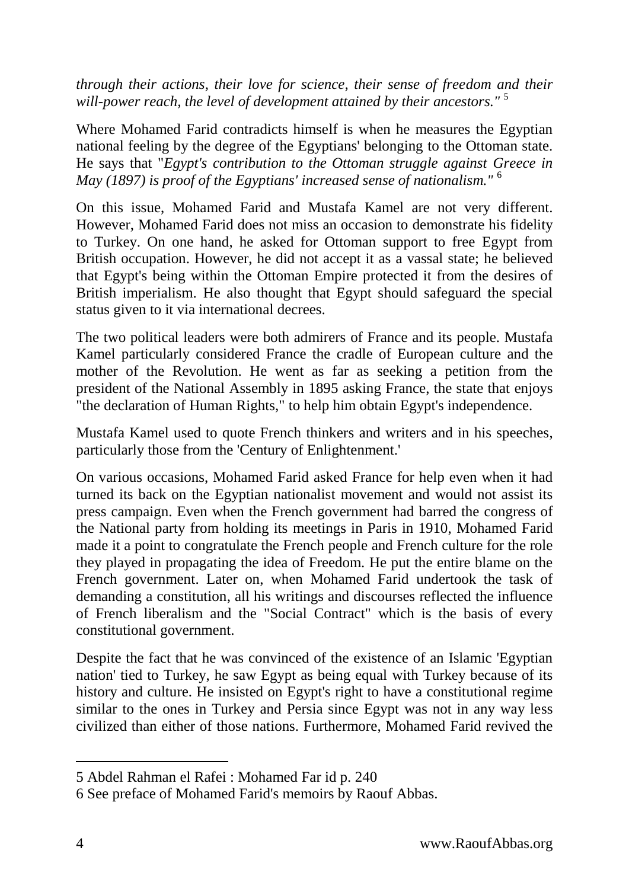*through their actions, their love for science, their sense of freedom and their will-power reach, the level of development attained by their ancestors."* [5]

Where Mohamed Farid contradicts himself is when he measures the Egyptian national feeling by the degree of the Egyptians' belonging to the Ottoman state. He says that "*Egypt's contribution to the Ottoman struggle against Greece in May (1897) is proof of the Egyptians' increased sense of nationalism."* [6]

On this issue, Mohamed Farid and Mustafa Kamel are not very different. However, Mohamed Farid does not miss an occasion to demonstrate his fidelity to Turkey. On one hand, he asked for Ottoman support to free Egypt from British occupation. However, he did not accept it as a vassal state; he believed that Egypt's being within the Ottoman Empire protected it from the desires of British imperialism. He also thought that Egypt should safeguard the special status given to it via international decrees.

The two political leaders were both admirers of France and its people. Mustafa Kamel particularly considered France the cradle of European culture and the mother of the Revolution. He went as far as seeking a petition from the president of the National Assembly in 1895 asking France, the state that enjoys "the declaration of Human Rights," to help him obtain Egypt's independence.

Mustafa Kamel used to quote French thinkers and writers and in his speeches, particularly those from the 'Century of Enlightenment.'

On various occasions, Mohamed Farid asked France for help even when it had turned its back on the Egyptian nationalist movement and would not assist its press campaign. Even when the French government had barred the congress of the National party from holding its meetings in Paris in 1910, Mohamed Farid made it a point to congratulate the French people and French culture for the role they played in propagating the idea of Freedom. He put the entire blame on the French government. Later on, when Mohamed Farid undertook the task of demanding a constitution, all his writings and discourses reflected the influence of French liberalism and the "Social Contract" which is the basis of every constitutional government.

Despite the fact that he was convinced of the existence of an Islamic 'Egyptian nation' tied to Turkey, he saw Egypt as being equal with Turkey because of its history and culture. He insisted on Egypt's right to have a constitutional regime similar to the ones in Turkey and Persia since Egypt was not in any way less civilized than either of those nations. Furthermore, Mohamed Farid revived the

---

5 Abdel Rahman el Rafei : Mohamed Far id p. 240

6 See preface of Mohamed Farid's memoirs by Raouf Abbas.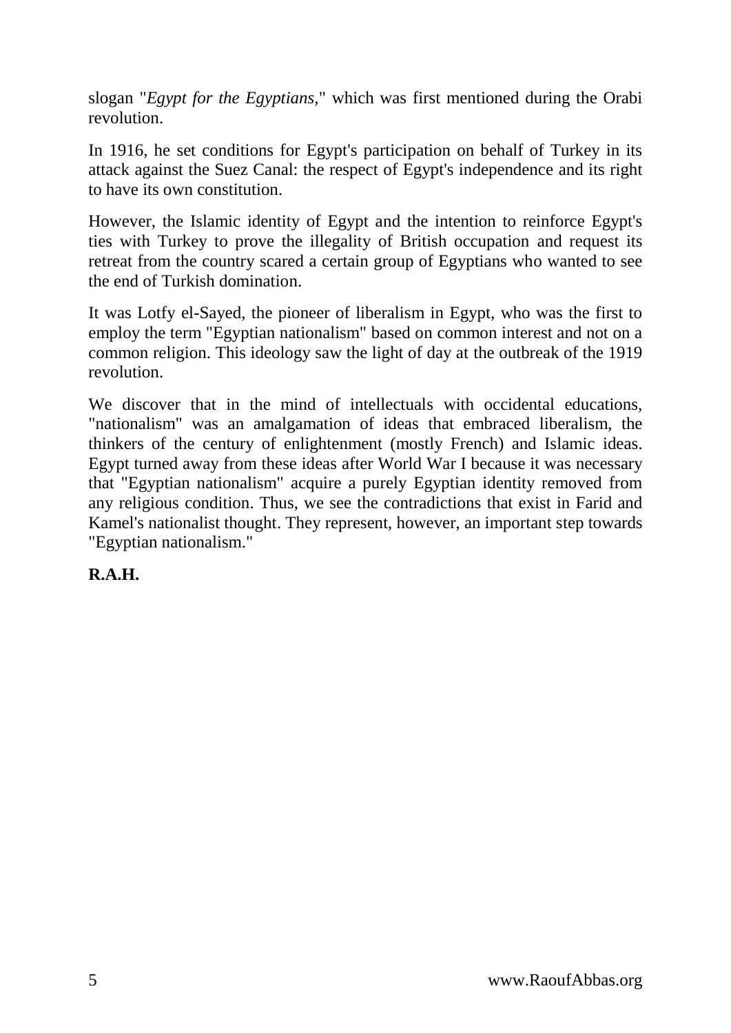slogan "*Egypt for the Egyptians,*" which was first mentioned during the Orabi revolution.

In 1916, he set conditions for Egypt's participation on behalf of Turkey in its attack against the Suez Canal: the respect of Egypt's independence and its right to have its own constitution.

However, the Islamic identity of Egypt and the intention to reinforce Egypt's ties with Turkey to prove the illegality of British occupation and request its retreat from the country scared a certain group of Egyptians who wanted to see the end of Turkish domination.

It was Lotfy el-Sayed, the pioneer of liberalism in Egypt, who was the first to employ the term "Egyptian nationalism" based on common interest and not on a common religion. This ideology saw the light of day at the outbreak of the 1919 revolution.

We discover that in the mind of intellectuals with occidental educations, "nationalism" was an amalgamation of ideas that embraced liberalism, the thinkers of the century of enlightenment (mostly French) and Islamic ideas. Egypt turned away from these ideas after World War I because it was necessary that "Egyptian nationalism" acquire a purely Egyptian identity removed from any religious condition. Thus, we see the contradictions that exist in Farid and Kamel's nationalist thought. They represent, however, an important step towards "Egyptian nationalism."

**R.A.H.**